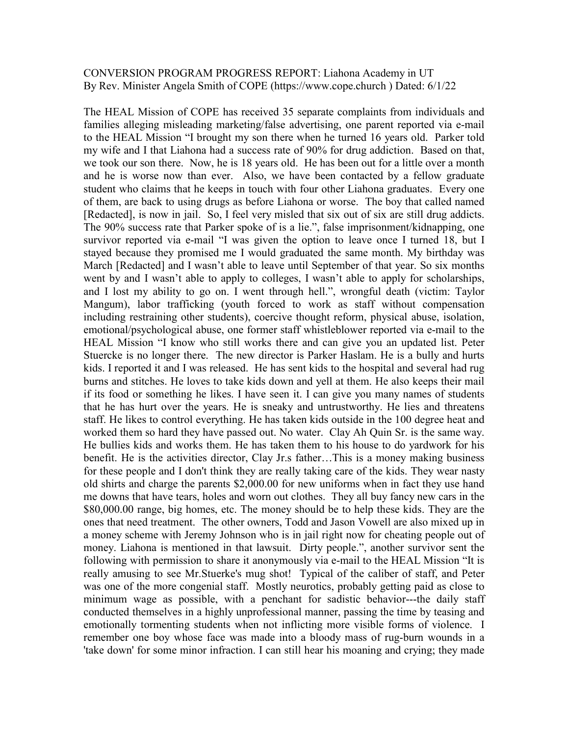CONVERSION PROGRAM PROGRESS REPORT: Liahona Academy in UT
By Rev. Minister Angela Smith of COPE (https://www.cope.church ) Dated: 6/1/22

The HEAL Mission of COPE has received 35 separate complaints from individuals and families alleging misleading marketing/false advertising, one parent reported via e-mail to the HEAL Mission "I brought my son there when he turned 16 years old. Parker told my wife and I that Liahona had a success rate of 90% for drug addiction. Based on that, we took our son there. Now, he is 18 years old. He has been out for a little over a month and he is worse now than ever. Also, we have been contacted by a fellow graduate student who claims that he keeps in touch with four other Liahona graduates. Every one of them, are back to using drugs as before Liahona or worse. The boy that called named [Redacted], is now in jail. So, I feel very misled that six out of six are still drug addicts. The 90% success rate that Parker spoke of is a lie.", false imprisonment/kidnapping, one survivor reported via e-mail "I was given the option to leave once I turned 18, but I stayed because they promised me I would graduated the same month. My birthday was March [Redacted] and I wasn't able to leave until September of that year. So six months went by and I wasn't able to apply to colleges, I wasn't able to apply for scholarships, and I lost my ability to go on. I went through hell.", wrongful death (victim: Taylor Mangum), labor trafficking (youth forced to work as staff without compensation including restraining other students), coercive thought reform, physical abuse, isolation, emotional/psychological abuse, one former staff whistleblower reported via e-mail to the HEAL Mission "I know who still works there and can give you an updated list. Peter Stuercke is no longer there. The new director is Parker Haslam. He is a bully and hurts kids. I reported it and I was released. He has sent kids to the hospital and several had rug burns and stitches. He loves to take kids down and yell at them. He also keeps their mail if its food or something he likes. I have seen it. I can give you many names of students that he has hurt over the years. He is sneaky and untrustworthy. He lies and threatens staff. He likes to control everything. He has taken kids outside in the 100 degree heat and worked them so hard they have passed out. No water. Clay Ah Quin Sr. is the same way. He bullies kids and works them. He has taken them to his house to do yardwork for his benefit. He is the activities director, Clay Jr.s father…This is a money making business for these people and I don't think they are really taking care of the kids. They wear nasty old shirts and charge the parents $2,000.00 for new uniforms when in fact they use hand me downs that have tears, holes and worn out clothes. They all buy fancy new cars in the $80,000.00 range, big homes, etc. The money should be to help these kids. They are the ones that need treatment. The other owners, Todd and Jason Vowell are also mixed up in a money scheme with Jeremy Johnson who is in jail right now for cheating people out of money. Liahona is mentioned in that lawsuit. Dirty people.", another survivor sent the following with permission to share it anonymously via e-mail to the HEAL Mission "It is really amusing to see Mr.Stuerke's mug shot! Typical of the caliber of staff, and Peter was one of the more congenial staff. Mostly neurotics, probably getting paid as close to minimum wage as possible, with a penchant for sadistic behavior---the daily staff conducted themselves in a highly unprofessional manner, passing the time by teasing and emotionally tormenting students when not inflicting more visible forms of violence. I remember one boy whose face was made into a bloody mass of rug-burn wounds in a 'take down' for some minor infraction. I can still hear his moaning and crying; they made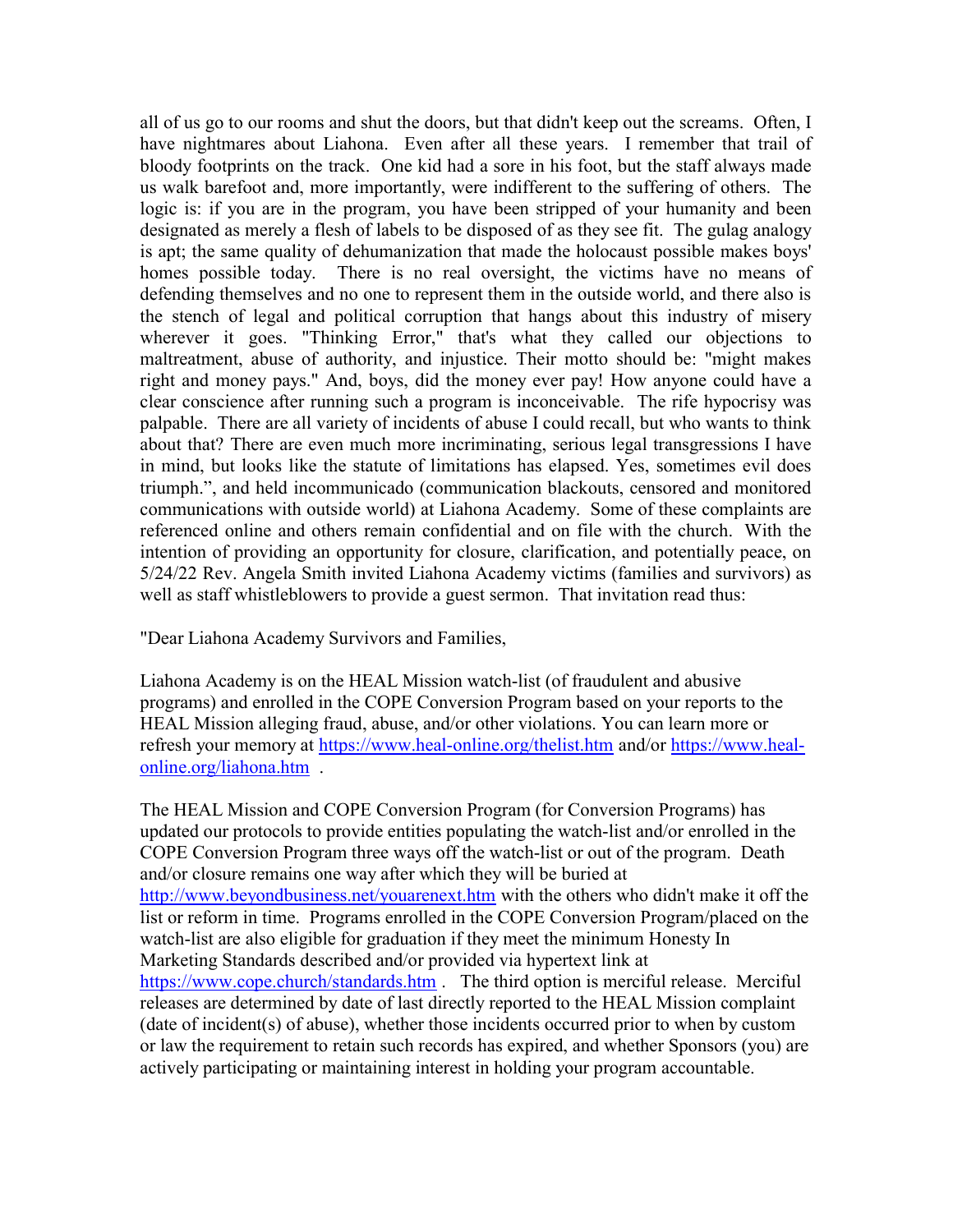all of us go to our rooms and shut the doors, but that didn't keep out the screams. Often, I have nightmares about Liahona. Even after all these years. I remember that trail of bloody footprints on the track. One kid had a sore in his foot, but the staff always made us walk barefoot and, more importantly, were indifferent to the suffering of others. The logic is: if you are in the program, you have been stripped of your humanity and been designated as merely a flesh of labels to be disposed of as they see fit. The gulag analogy is apt; the same quality of dehumanization that made the holocaust possible makes boys' homes possible today. There is no real oversight, the victims have no means of defending themselves and no one to represent them in the outside world, and there also is the stench of legal and political corruption that hangs about this industry of misery wherever it goes. "Thinking Error," that's what they called our objections to maltreatment, abuse of authority, and injustice. Their motto should be: "might makes right and money pays." And, boys, did the money ever pay! How anyone could have a clear conscience after running such a program is inconceivable. The rife hypocrisy was palpable. There are all variety of incidents of abuse I could recall, but who wants to think about that? There are even much more incriminating, serious legal transgressions I have in mind, but looks like the statute of limitations has elapsed. Yes, sometimes evil does triumph.", and held incommunicado (communication blackouts, censored and monitored communications with outside world) at Liahona Academy. Some of these complaints are referenced online and others remain confidential and on file with the church. With the intention of providing an opportunity for closure, clarification, and potentially peace, on 5/24/22 Rev. Angela Smith invited Liahona Academy victims (families and survivors) as well as staff whistleblowers to provide a guest sermon. That invitation read thus:

"Dear Liahona Academy Survivors and Families,

Liahona Academy is on the HEAL Mission watch-list (of fraudulent and abusive programs) and enrolled in the COPE Conversion Program based on your reports to the HEAL Mission alleging fraud, abuse, and/or other violations. You can learn more or refresh your memory at https://www.heal-online.org/thelist.htm and/or https://www.heal-online.org/liahona.htm .

The HEAL Mission and COPE Conversion Program (for Conversion Programs) has updated our protocols to provide entities populating the watch-list and/or enrolled in the COPE Conversion Program three ways off the watch-list or out of the program. Death and/or closure remains one way after which they will be buried at http://www.beyondbusiness.net/youarenext.htm with the others who didn't make it off the list or reform in time. Programs enrolled in the COPE Conversion Program/placed on the watch-list are also eligible for graduation if they meet the minimum Honesty In Marketing Standards described and/or provided via hypertext link at https://www.cope.church/standards.htm . The third option is merciful release. Merciful releases are determined by date of last directly reported to the HEAL Mission complaint (date of incident(s) of abuse), whether those incidents occurred prior to when by custom or law the requirement to retain such records has expired, and whether Sponsors (you) are actively participating or maintaining interest in holding your program accountable.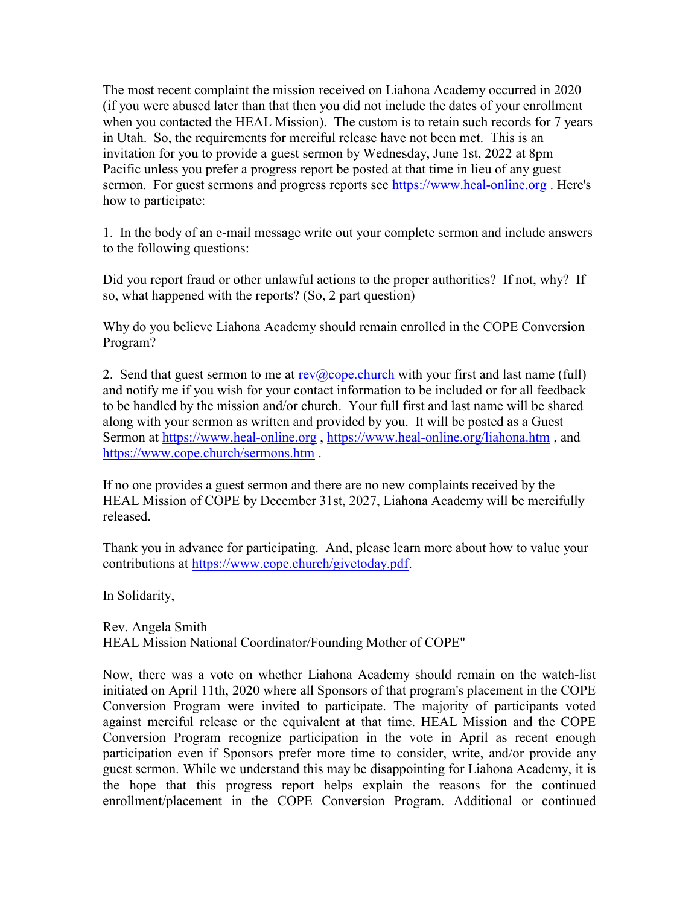The most recent complaint the mission received on Liahona Academy occurred in 2020 (if you were abused later than that then you did not include the dates of your enrollment when you contacted the HEAL Mission). The custom is to retain such records for 7 years in Utah. So, the requirements for merciful release have not been met. This is an invitation for you to provide a guest sermon by Wednesday, June 1st, 2022 at 8pm Pacific unless you prefer a progress report be posted at that time in lieu of any guest sermon. For guest sermons and progress reports see https://www.heal-online.org . Here's how to participate:

1. In the body of an e-mail message write out your complete sermon and include answers to the following questions:

Did you report fraud or other unlawful actions to the proper authorities? If not, why? If so, what happened with the reports? (So, 2 part question)

Why do you believe Liahona Academy should remain enrolled in the COPE Conversion Program?

2. Send that guest sermon to me at rev@cope.church with your first and last name (full) and notify me if you wish for your contact information to be included or for all feedback to be handled by the mission and/or church. Your full first and last name will be shared along with your sermon as written and provided by you. It will be posted as a Guest Sermon at https://www.heal-online.org , https://www.heal-online.org/liahona.htm , and https://www.cope.church/sermons.htm .

If no one provides a guest sermon and there are no new complaints received by the HEAL Mission of COPE by December 31st, 2027, Liahona Academy will be mercifully released.

Thank you in advance for participating. And, please learn more about how to value your contributions at https://www.cope.church/givetoday.pdf.

In Solidarity,

Rev. Angela Smith
HEAL Mission National Coordinator/Founding Mother of COPE"

Now, there was a vote on whether Liahona Academy should remain on the watch-list initiated on April 11th, 2020 where all Sponsors of that program's placement in the COPE Conversion Program were invited to participate. The majority of participants voted against merciful release or the equivalent at that time. HEAL Mission and the COPE Conversion Program recognize participation in the vote in April as recent enough participation even if Sponsors prefer more time to consider, write, and/or provide any guest sermon. While we understand this may be disappointing for Liahona Academy, it is the hope that this progress report helps explain the reasons for the continued enrollment/placement in the COPE Conversion Program. Additional or continued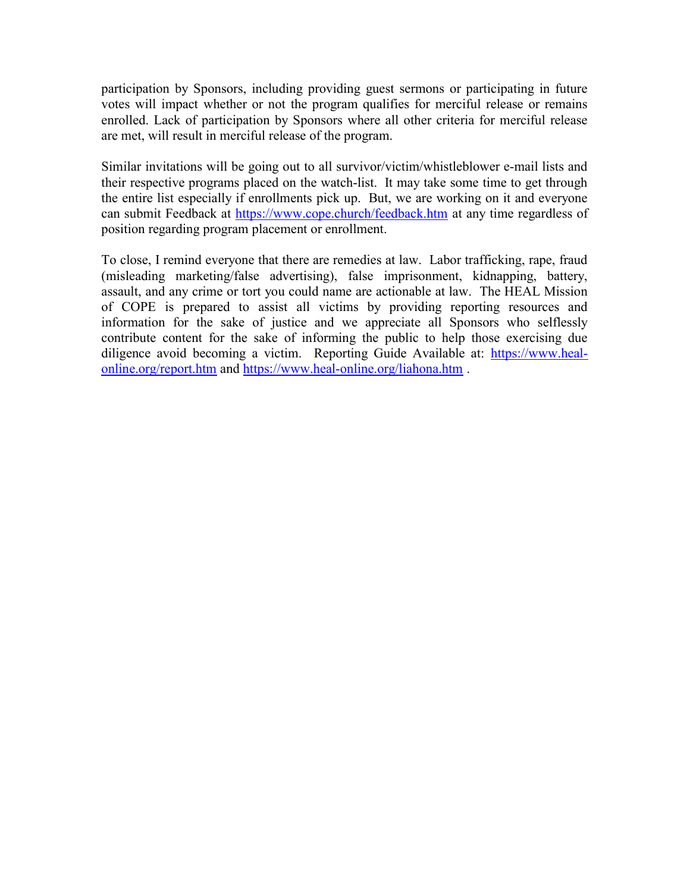participation by Sponsors, including providing guest sermons or participating in future votes will impact whether or not the program qualifies for merciful release or remains enrolled. Lack of participation by Sponsors where all other criteria for merciful release are met, will result in merciful release of the program.

Similar invitations will be going out to all survivor/victim/whistleblower e-mail lists and their respective programs placed on the watch-list. It may take some time to get through the entire list especially if enrollments pick up. But, we are working on it and everyone can submit Feedback at [https://www.cope.church/feedback.htm](https://www.cope.church/feedback.htm) at any time regardless of position regarding program placement or enrollment.

To close, I remind everyone that there are remedies at law. Labor trafficking, rape, fraud (misleading marketing/false advertising), false imprisonment, kidnapping, battery, assault, and any crime or tort you could name are actionable at law. The HEAL Mission of COPE is prepared to assist all victims by providing reporting resources and information for the sake of justice and we appreciate all Sponsors who selflessly contribute content for the sake of informing the public to help those exercising due diligence avoid becoming a victim. Reporting Guide Available at: [https://www.heal-online.org/report.htm](https://www.heal-online.org/report.htm) and [https://www.heal-online.org/liahona.htm](https://www.heal-online.org/liahona.htm) .